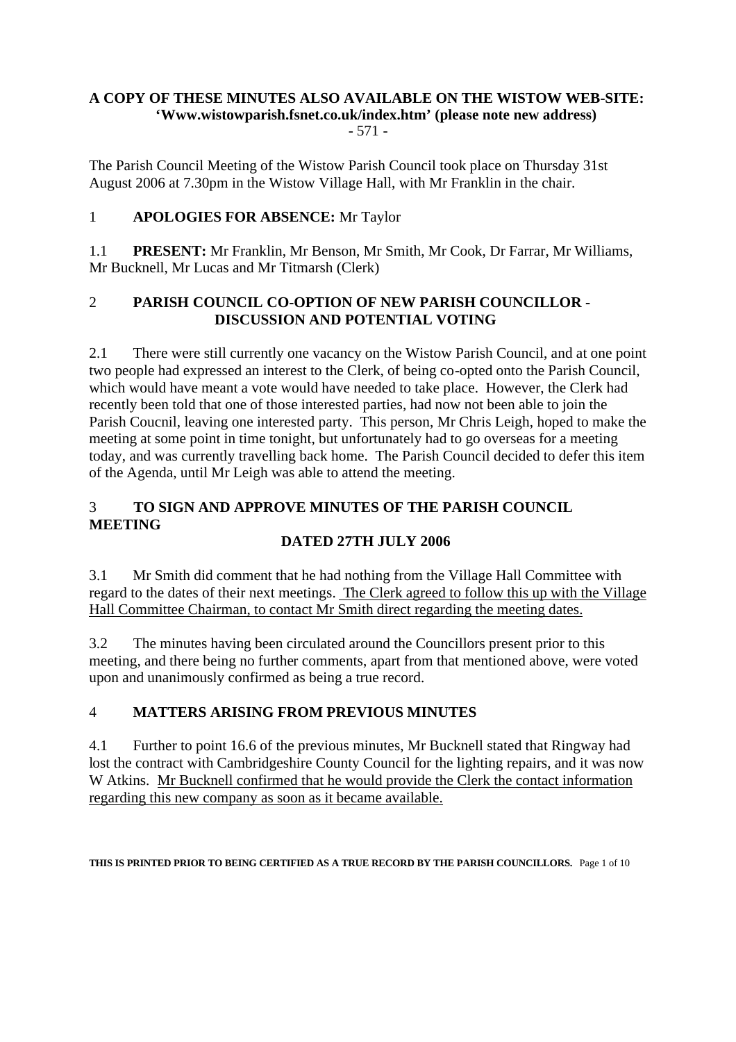**A COPY OF THESE MINUTES ALSO AVAILABLE ON THE WISTOW WEB-SITE: 'Www.wistowparish.fsnet.co.uk/index.htm' (please note new address)**

- 571 -

The Parish Council Meeting of the Wistow Parish Council took place on Thursday 31st August 2006 at 7.30pm in the Wistow Village Hall, with Mr Franklin in the chair.

1 **APOLOGIES FOR ABSENCE:** Mr Taylor

1.1 **PRESENT:** Mr Franklin, Mr Benson, Mr Smith, Mr Cook, Dr Farrar, Mr Williams, Mr Bucknell, Mr Lucas and Mr Titmarsh (Clerk)

## 2 PARISH COUNCIL CO-OPTION OF NEW PARISH COUNCILLOR - DISCUSSION AND POTENTIAL VOTING

2.1 There were still currently one vacancy on the Wistow Parish Council, and at one point two people had expressed an interest to the Clerk, of being co-opted onto the Parish Council, which would have meant a vote would have needed to take place. However, the Clerk had recently been told that one of those interested parties, had now not been able to join the Parish Coucnil, leaving one interested party. This person, Mr Chris Leigh, hoped to make the meeting at some point in time tonight, but unfortunately had to go overseas for a meeting today, and was currently travelling back home. The Parish Council decided to defer this item of the Agenda, until Mr Leigh was able to attend the meeting.

## 3 TO SIGN AND APPROVE MINUTES OF THE PARISH COUNCIL MEETING DATED 27TH JULY 2006

3.1 Mr Smith did comment that he had nothing from the Village Hall Committee with regard to the dates of their next meetings. <u>The Clerk agreed to follow this up with the Village Hall Committee Chairman, to contact Mr Smith direct regarding the meeting dates.</u>

3.2 The minutes having been circulated around the Councillors present prior to this meeting, and there being no further comments, apart from that mentioned above, were voted upon and unanimously confirmed as being a true record.

## 4 MATTERS ARISING FROM PREVIOUS MINUTES

4.1 Further to point 16.6 of the previous minutes, Mr Bucknell stated that Ringway had lost the contract with Cambridgeshire County Council for the lighting repairs, and it was now W Atkins. <u>Mr Bucknell confirmed that he would provide the Clerk the contact information regarding this new company as soon as it became available.</u>

**THIS IS PRINTED PRIOR TO BEING CERTIFIED AS A TRUE RECORD BY THE PARISH COUNCILLORS.**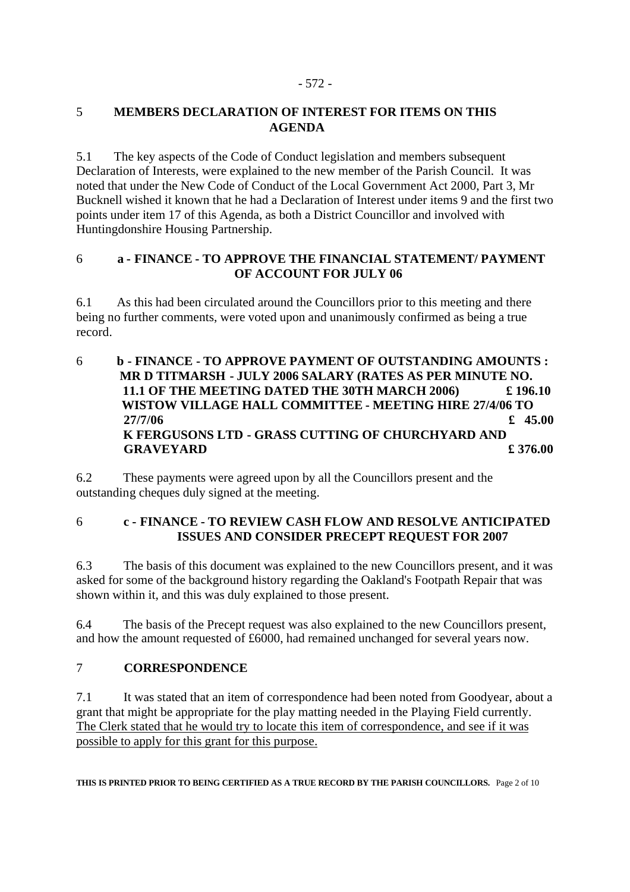## 5 MEMBERS DECLARATION OF INTEREST FOR ITEMS ON THIS AGENDA

5.1 The key aspects of the Code of Conduct legislation and members subsequent Declaration of Interests, were explained to the new member of the Parish Council. It was noted that under the New Code of Conduct of the Local Government Act 2000, Part 3, Mr Bucknell wished it known that he had a Declaration of Interest under items 9 and the first two points under item 17 of this Agenda, as both a District Councillor and involved with Huntingdonshire Housing Partnership.

## 6 a - FINANCE - TO APPROVE THE FINANCIAL STATEMENT/ PAYMENT OF ACCOUNT FOR JULY 06

6.1 As this had been circulated around the Councillors prior to this meeting and there being no further comments, were voted upon and unanimously confirmed as being a true record.

## 6 b - FINANCE - TO APPROVE PAYMENT OF OUTSTANDING AMOUNTS :

**MR D TITMARSH - JULY 2006 SALARY (RATES AS PER MINUTE NO. 11.1 OF THE MEETING DATED THE 30TH MARCH 2006) £ 196.10**
**WISTOW VILLAGE HALL COMMITTEE - MEETING HIRE 27/4/06 TO 27/7/06 £ 45.00**
**K FERGUSONS LTD - GRASS CUTTING OF CHURCHYARD AND GRAVEYARD £ 376.00**

6.2 These payments were agreed upon by all the Councillors present and the outstanding cheques duly signed at the meeting.

## 6 c - FINANCE - TO REVIEW CASH FLOW AND RESOLVE ANTICIPATED ISSUES AND CONSIDER PRECEPT REQUEST FOR 2007

6.3 The basis of this document was explained to the new Councillors present, and it was asked for some of the background history regarding the Oakland's Footpath Repair that was shown within it, and this was duly explained to those present.

6.4 The basis of the Precept request was also explained to the new Councillors present, and how the amount requested of £6000, had remained unchanged for several years now.

## 7 CORRESPONDENCE

7.1 It was stated that an item of correspondence had been noted from Goodyear, about a grant that might be appropriate for the play matting needed in the Playing Field currently. <u>The Clerk stated that he would try to locate this item of correspondence, and see if it was possible to apply for this grant for this purpose.</u>

**THIS IS PRINTED PRIOR TO BEING CERTIFIED AS A TRUE RECORD BY THE PARISH COUNCILLORS.**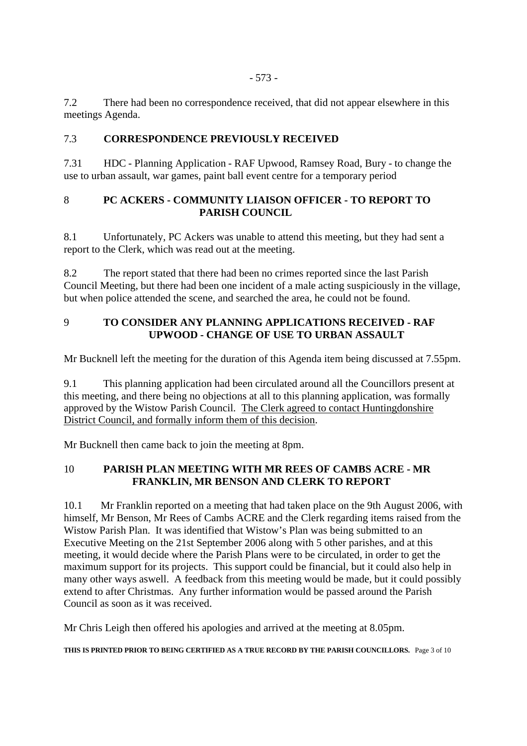7.2 There had been no correspondence received, that did not appear elsewhere in this meetings Agenda.

## 7.3 CORRESPONDENCE PREVIOUSLY RECEIVED

7.31 HDC - Planning Application - RAF Upwood, Ramsey Road, Bury - to change the use to urban assault, war games, paint ball event centre for a temporary period

## 8 PC ACKERS - COMMUNITY LIAISON OFFICER - TO REPORT TO PARISH COUNCIL

8.1 Unfortunately, PC Ackers was unable to attend this meeting, but they had sent a report to the Clerk, which was read out at the meeting.

8.2 The report stated that there had been no crimes reported since the last Parish Council Meeting, but there had been one incident of a male acting suspiciously in the village, but when police attended the scene, and searched the area, he could not be found.

## 9 TO CONSIDER ANY PLANNING APPLICATIONS RECEIVED - RAF UPWOOD - CHANGE OF USE TO URBAN ASSAULT

Mr Bucknell left the meeting for the duration of this Agenda item being discussed at 7.55pm.

9.1 This planning application had been circulated around all the Councillors present at this meeting, and there being no objections at all to this planning application, was formally approved by the Wistow Parish Council. <u>The Clerk agreed to contact Huntingdonshire District Council, and formally inform them of this decision</u>.

Mr Bucknell then came back to join the meeting at 8pm.

## 10 PARISH PLAN MEETING WITH MR REES OF CAMBS ACRE - MR FRANKLIN, MR BENSON AND CLERK TO REPORT

10.1 Mr Franklin reported on a meeting that had taken place on the 9th August 2006, with himself, Mr Benson, Mr Rees of Cambs ACRE and the Clerk regarding items raised from the Wistow Parish Plan. It was identified that Wistow's Plan was being submitted to an Executive Meeting on the 21st September 2006 along with 5 other parishes, and at this meeting, it would decide where the Parish Plans were to be circulated, in order to get the maximum support for its projects. This support could be financial, but it could also help in many other ways aswell. A feedback from this meeting would be made, but it could possibly extend to after Christmas. Any further information would be passed around the Parish Council as soon as it was received.

Mr Chris Leigh then offered his apologies and arrived at the meeting at 8.05pm.

**THIS IS PRINTED PRIOR TO BEING CERTIFIED AS A TRUE RECORD BY THE PARISH COUNCILLORS.**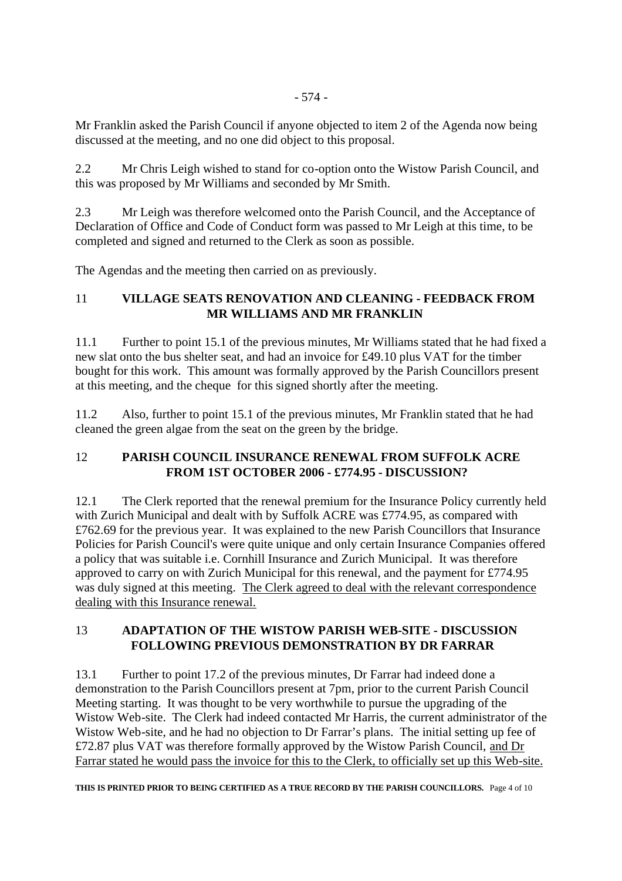Mr Franklin asked the Parish Council if anyone objected to item 2 of the Agenda now being discussed at the meeting, and no one did object to this proposal.

2.2 Mr Chris Leigh wished to stand for co-option onto the Wistow Parish Council, and this was proposed by Mr Williams and seconded by Mr Smith.

2.3 Mr Leigh was therefore welcomed onto the Parish Council, and the Acceptance of Declaration of Office and Code of Conduct form was passed to Mr Leigh at this time, to be completed and signed and returned to the Clerk as soon as possible.

The Agendas and the meeting then carried on as previously.

## 11 VILLAGE SEATS RENOVATION AND CLEANING - FEEDBACK FROM MR WILLIAMS AND MR FRANKLIN

11.1 Further to point 15.1 of the previous minutes, Mr Williams stated that he had fixed a new slat onto the bus shelter seat, and had an invoice for £49.10 plus VAT for the timber bought for this work. This amount was formally approved by the Parish Councillors present at this meeting, and the cheque for this signed shortly after the meeting.

11.2 Also, further to point 15.1 of the previous minutes, Mr Franklin stated that he had cleaned the green algae from the seat on the green by the bridge.

## 12 PARISH COUNCIL INSURANCE RENEWAL FROM SUFFOLK ACRE FROM 1ST OCTOBER 2006 - £774.95 - DISCUSSION?

12.1 The Clerk reported that the renewal premium for the Insurance Policy currently held with Zurich Municipal and dealt with by Suffolk ACRE was £774.95, as compared with £762.69 for the previous year. It was explained to the new Parish Councillors that Insurance Policies for Parish Council's were quite unique and only certain Insurance Companies offered a policy that was suitable i.e. Cornhill Insurance and Zurich Municipal. It was therefore approved to carry on with Zurich Municipal for this renewal, and the payment for £774.95 was duly signed at this meeting. The Clerk agreed to deal with the relevant correspondence dealing with this Insurance renewal.

## 13 ADAPTATION OF THE WISTOW PARISH WEB-SITE - DISCUSSION FOLLOWING PREVIOUS DEMONSTRATION BY DR FARRAR

13.1 Further to point 17.2 of the previous minutes, Dr Farrar had indeed done a demonstration to the Parish Councillors present at 7pm, prior to the current Parish Council Meeting starting. It was thought to be very worthwhile to pursue the upgrading of the Wistow Web-site. The Clerk had indeed contacted Mr Harris, the current administrator of the Wistow Web-site, and he had no objection to Dr Farrar's plans. The initial setting up fee of £72.87 plus VAT was therefore formally approved by the Wistow Parish Council, and Dr Farrar stated he would pass the invoice for this to the Clerk, to officially set up this Web-site.

**THIS IS PRINTED PRIOR TO BEING CERTIFIED AS A TRUE RECORD BY THE PARISH COUNCILLORS.**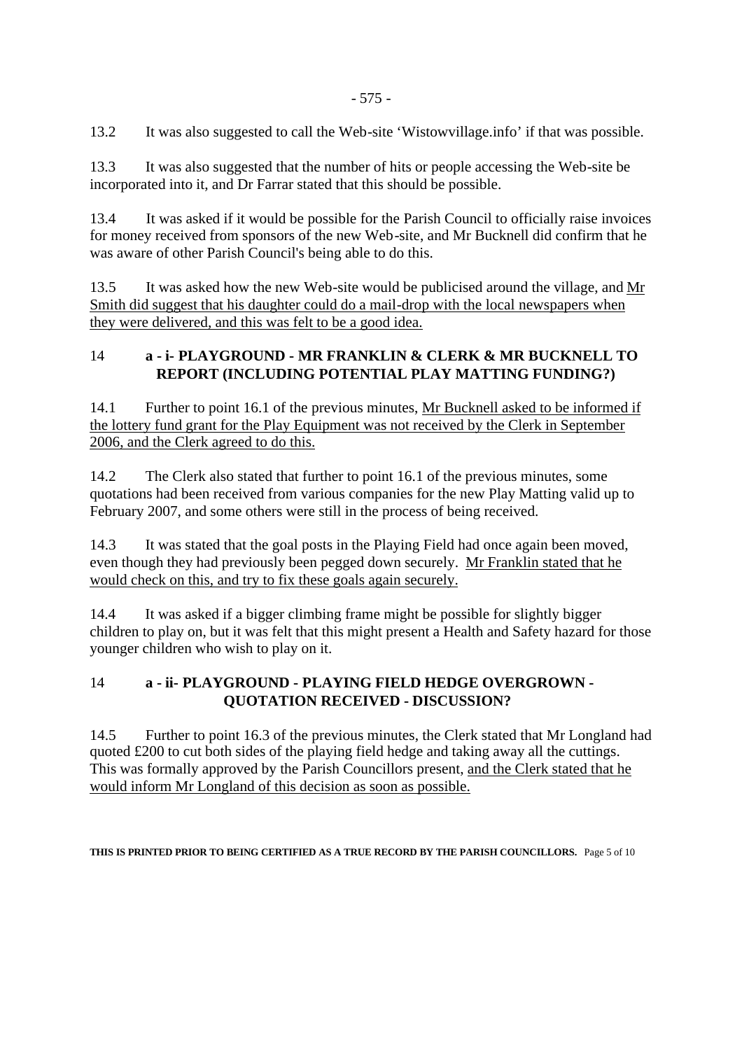13.2 It was also suggested to call the Web-site 'Wistowvillage.info' if that was possible.

13.3 It was also suggested that the number of hits or people accessing the Web-site be incorporated into it, and Dr Farrar stated that this should be possible.

13.4 It was asked if it would be possible for the Parish Council to officially raise invoices for money received from sponsors of the new Web-site, and Mr Bucknell did confirm that he was aware of other Parish Council's being able to do this.

13.5 It was asked how the new Web-site would be publicised around the village, and Mr Smith did suggest that his daughter could do a mail-drop with the local newspapers when they were delivered, and this was felt to be a good idea.

## 14 a - i- PLAYGROUND - MR FRANKLIN & CLERK & MR BUCKNELL TO REPORT (INCLUDING POTENTIAL PLAY MATTING FUNDING?)

14.1 Further to point 16.1 of the previous minutes, Mr Bucknell asked to be informed if the lottery fund grant for the Play Equipment was not received by the Clerk in September 2006, and the Clerk agreed to do this.

14.2 The Clerk also stated that further to point 16.1 of the previous minutes, some quotations had been received from various companies for the new Play Matting valid up to February 2007, and some others were still in the process of being received.

14.3 It was stated that the goal posts in the Playing Field had once again been moved, even though they had previously been pegged down securely. Mr Franklin stated that he would check on this, and try to fix these goals again securely.

14.4 It was asked if a bigger climbing frame might be possible for slightly bigger children to play on, but it was felt that this might present a Health and Safety hazard for those younger children who wish to play on it.

## 14 a - ii- PLAYGROUND - PLAYING FIELD HEDGE OVERGROWN - QUOTATION RECEIVED - DISCUSSION?

14.5 Further to point 16.3 of the previous minutes, the Clerk stated that Mr Longland had quoted £200 to cut both sides of the playing field hedge and taking away all the cuttings. This was formally approved by the Parish Councillors present, and the Clerk stated that he would inform Mr Longland of this decision as soon as possible.

**THIS IS PRINTED PRIOR TO BEING CERTIFIED AS A TRUE RECORD BY THE PARISH COUNCILLORS.**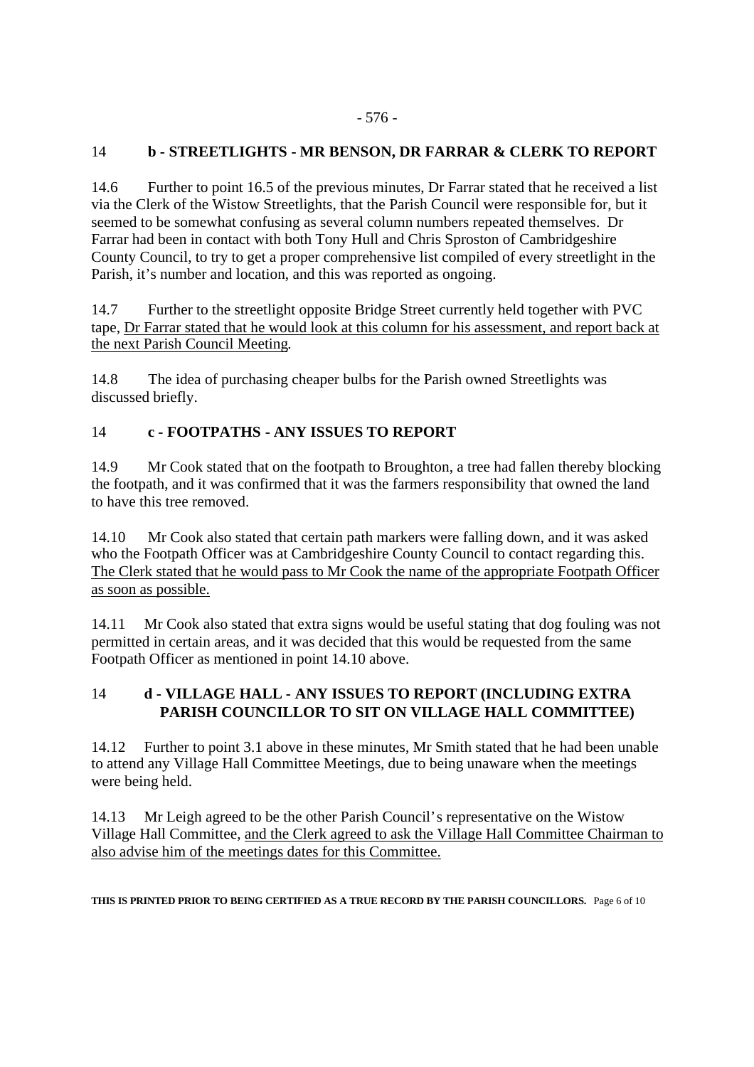## 14 b - STREETLIGHTS - MR BENSON, DR FARRAR & CLERK TO REPORT

14.6 Further to point 16.5 of the previous minutes, Dr Farrar stated that he received a list via the Clerk of the Wistow Streetlights, that the Parish Council were responsible for, but it seemed to be somewhat confusing as several column numbers repeated themselves. Dr Farrar had been in contact with both Tony Hull and Chris Sproston of Cambridgeshire County Council, to try to get a proper comprehensive list compiled of every streetlight in the Parish, it's number and location, and this was reported as ongoing.

14.7 Further to the streetlight opposite Bridge Street currently held together with PVC tape, <u>Dr Farrar stated that he would look at this column for his assessment, and report back at the next Parish Council Meeting</u>.

14.8 The idea of purchasing cheaper bulbs for the Parish owned Streetlights was discussed briefly.

## 14 c - FOOTPATHS - ANY ISSUES TO REPORT

14.9 Mr Cook stated that on the footpath to Broughton, a tree had fallen thereby blocking the footpath, and it was confirmed that it was the farmers responsibility that owned the land to have this tree removed.

14.10 Mr Cook also stated that certain path markers were falling down, and it was asked who the Footpath Officer was at Cambridgeshire County Council to contact regarding this. <u>The Clerk stated that he would pass to Mr Cook the name of the appropriate Footpath Officer as soon as possible.</u>

14.11 Mr Cook also stated that extra signs would be useful stating that dog fouling was not permitted in certain areas, and it was decided that this would be requested from the same Footpath Officer as mentioned in point 14.10 above.

## 14 d - VILLAGE HALL - ANY ISSUES TO REPORT (INCLUDING EXTRA PARISH COUNCILLOR TO SIT ON VILLAGE HALL COMMITTEE)

14.12 Further to point 3.1 above in these minutes, Mr Smith stated that he had been unable to attend any Village Hall Committee Meetings, due to being unaware when the meetings were being held.

14.13 Mr Leigh agreed to be the other Parish Council's representative on the Wistow Village Hall Committee, <u>and the Clerk agreed to ask the Village Hall Committee Chairman to also advise him of the meetings dates for this Committee.</u>

**THIS IS PRINTED PRIOR TO BEING CERTIFIED AS A TRUE RECORD BY THE PARISH COUNCILLORS.**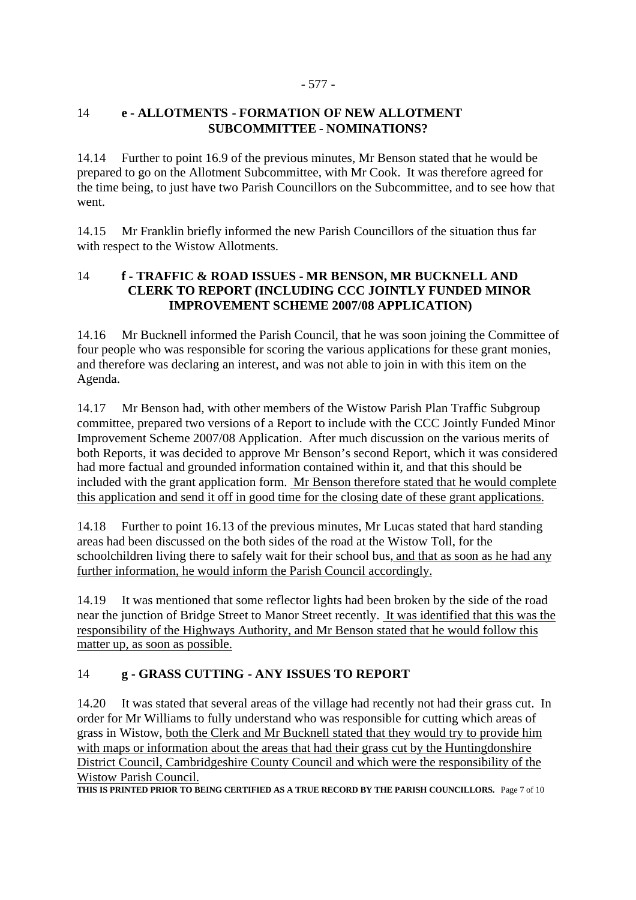### 14 e - ALLOTMENTS - FORMATION OF NEW ALLOTMENT SUBCOMMITTEE - NOMINATIONS?

14.14 Further to point 16.9 of the previous minutes, Mr Benson stated that he would be prepared to go on the Allotment Subcommittee, with Mr Cook. It was therefore agreed for the time being, to just have two Parish Councillors on the Subcommittee, and to see how that went.

14.15 Mr Franklin briefly informed the new Parish Councillors of the situation thus far with respect to the Wistow Allotments.

### 14 f - TRAFFIC & ROAD ISSUES - MR BENSON, MR BUCKNELL AND CLERK TO REPORT (INCLUDING CCC JOINTLY FUNDED MINOR IMPROVEMENT SCHEME 2007/08 APPLICATION)

14.16 Mr Bucknell informed the Parish Council, that he was soon joining the Committee of four people who was responsible for scoring the various applications for these grant monies, and therefore was declaring an interest, and was not able to join in with this item on the Agenda.

14.17 Mr Benson had, with other members of the Wistow Parish Plan Traffic Subgroup committee, prepared two versions of a Report to include with the CCC Jointly Funded Minor Improvement Scheme 2007/08 Application. After much discussion on the various merits of both Reports, it was decided to approve Mr Benson's second Report, which it was considered had more factual and grounded information contained within it, and that this should be included with the grant application form. <u>Mr Benson therefore stated that he would complete this application and send it off in good time for the closing date of these grant applications.</u>

14.18 Further to point 16.13 of the previous minutes, Mr Lucas stated that hard standing areas had been discussed on the both sides of the road at the Wistow Toll, for the schoolchildren living there to safely wait for their school bus<u>, and that as soon as he had any further information, he would inform the Parish Council accordingly.</u>

14.19 It was mentioned that some reflector lights had been broken by the side of the road near the junction of Bridge Street to Manor Street recently. <u>It was identified that this was the responsibility of the Highways Authority, and Mr Benson stated that he would follow this matter up, as soon as possible.</u>

### 14 g - GRASS CUTTING - ANY ISSUES TO REPORT

14.20 It was stated that several areas of the village had recently not had their grass cut. In order for Mr Williams to fully understand who was responsible for cutting which areas of grass in Wistow, <u>both the Clerk and Mr Bucknell stated that they would try to provide him with maps or information about the areas that had their grass cut by the Huntingdonshire District Council, Cambridgeshire County Council and which were the responsibility of the Wistow Parish Council.</u>

**THIS IS PRINTED PRIOR TO BEING CERTIFIED AS A TRUE RECORD BY THE PARISH COUNCILLORS.**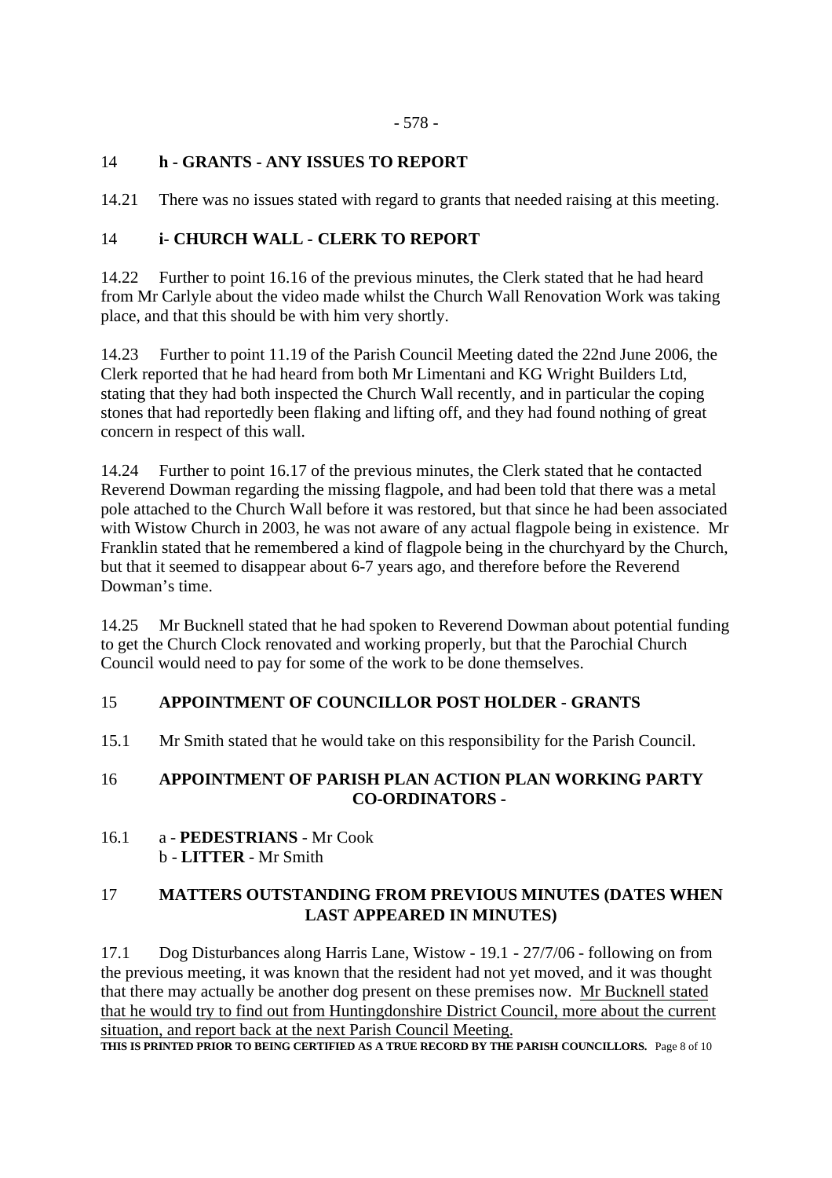## 14 **h - GRANTS - ANY ISSUES TO REPORT**

14.21 There was no issues stated with regard to grants that needed raising at this meeting.

## 14 **i- CHURCH WALL - CLERK TO REPORT**

14.22 Further to point 16.16 of the previous minutes, the Clerk stated that he had heard from Mr Carlyle about the video made whilst the Church Wall Renovation Work was taking place, and that this should be with him very shortly.

14.23 Further to point 11.19 of the Parish Council Meeting dated the 22nd June 2006, the Clerk reported that he had heard from both Mr Limentani and KG Wright Builders Ltd, stating that they had both inspected the Church Wall recently, and in particular the coping stones that had reportedly been flaking and lifting off, and they had found nothing of great concern in respect of this wall.

14.24 Further to point 16.17 of the previous minutes, the Clerk stated that he contacted Reverend Dowman regarding the missing flagpole, and had been told that there was a metal pole attached to the Church Wall before it was restored, but that since he had been associated with Wistow Church in 2003, he was not aware of any actual flagpole being in existence. Mr Franklin stated that he remembered a kind of flagpole being in the churchyard by the Church, but that it seemed to disappear about 6-7 years ago, and therefore before the Reverend Dowman's time.

14.25 Mr Bucknell stated that he had spoken to Reverend Dowman about potential funding to get the Church Clock renovated and working properly, but that the Parochial Church Council would need to pay for some of the work to be done themselves.

## 15 **APPOINTMENT OF COUNCILLOR POST HOLDER - GRANTS**

15.1 Mr Smith stated that he would take on this responsibility for the Parish Council.

## 16 **APPOINTMENT OF PARISH PLAN ACTION PLAN WORKING PARTY CO-ORDINATORS -**

16.1 a - **PEDESTRIANS** - Mr Cook
b - **LITTER** - Mr Smith

## 17 **MATTERS OUTSTANDING FROM PREVIOUS MINUTES (DATES WHEN LAST APPEARED IN MINUTES)**

17.1 Dog Disturbances along Harris Lane, Wistow - 19.1 - 27/7/06 - following on from the previous meeting, it was known that the resident had not yet moved, and it was thought that there may actually be another dog present on these premises now. <u>Mr Bucknell stated that he would try to find out from Huntingdonshire District Council, more about the current situation, and report back at the next Parish Council Meeting.</u>

**THIS IS PRINTED PRIOR TO BEING CERTIFIED AS A TRUE RECORD BY THE PARISH COUNCILLORS.**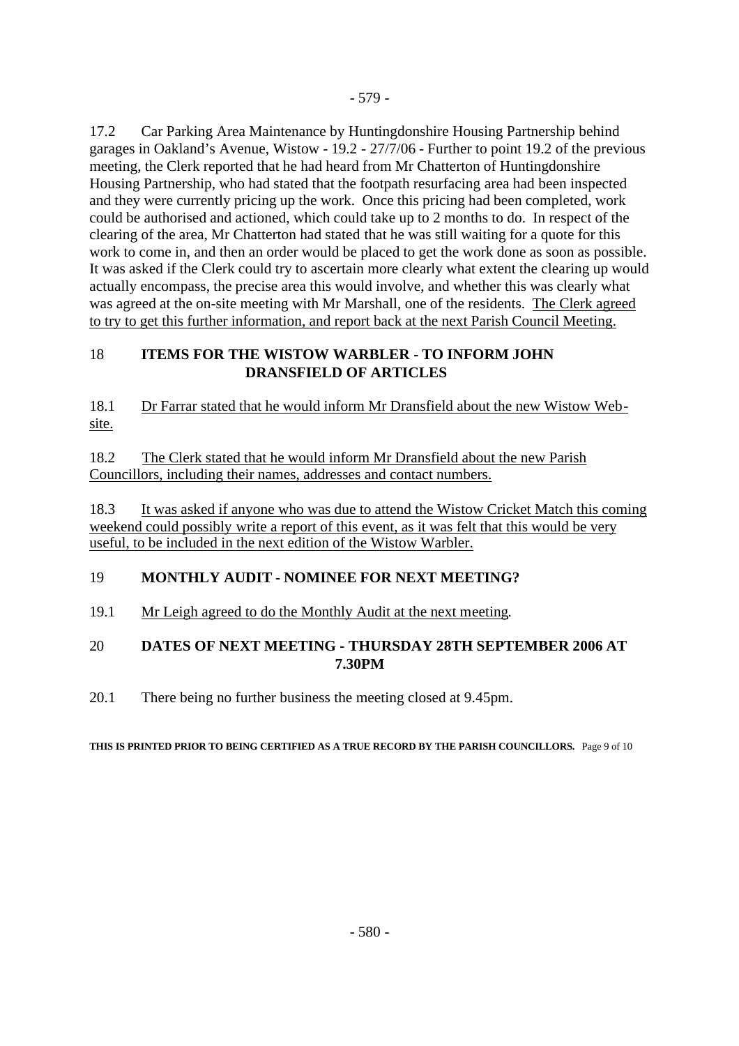17.2 Car Parking Area Maintenance by Huntingdonshire Housing Partnership behind garages in Oakland's Avenue, Wistow - 19.2 - 27/7/06 - Further to point 19.2 of the previous meeting, the Clerk reported that he had heard from Mr Chatterton of Huntingdonshire Housing Partnership, who had stated that the footpath resurfacing area had been inspected and they were currently pricing up the work. Once this pricing had been completed, work could be authorised and actioned, which could take up to 2 months to do. In respect of the clearing of the area, Mr Chatterton had stated that he was still waiting for a quote for this work to come in, and then an order would be placed to get the work done as soon as possible. It was asked if the Clerk could try to ascertain more clearly what extent the clearing up would actually encompass, the precise area this would involve, and whether this was clearly what was agreed at the on-site meeting with Mr Marshall, one of the residents. The Clerk agreed to try to get this further information, and report back at the next Parish Council Meeting.

## 18 ITEMS FOR THE WISTOW WARBLER - TO INFORM JOHN DRANSFIELD OF ARTICLES

18.1 Dr Farrar stated that he would inform Mr Dransfield about the new Wistow Web-site.

18.2 The Clerk stated that he would inform Mr Dransfield about the new Parish Councillors, including their names, addresses and contact numbers.

18.3 It was asked if anyone who was due to attend the Wistow Cricket Match this coming weekend could possibly write a report of this event, as it was felt that this would be very useful, to be included in the next edition of the Wistow Warbler.

## 19 MONTHLY AUDIT - NOMINEE FOR NEXT MEETING?

19.1 Mr Leigh agreed to do the Monthly Audit at the next meeting.

## 20 DATES OF NEXT MEETING - THURSDAY 28TH SEPTEMBER 2006 AT 7.30PM

20.1 There being no further business the meeting closed at 9.45pm.

**THIS IS PRINTED PRIOR TO BEING CERTIFIED AS A TRUE RECORD BY THE PARISH COUNCILLORS.**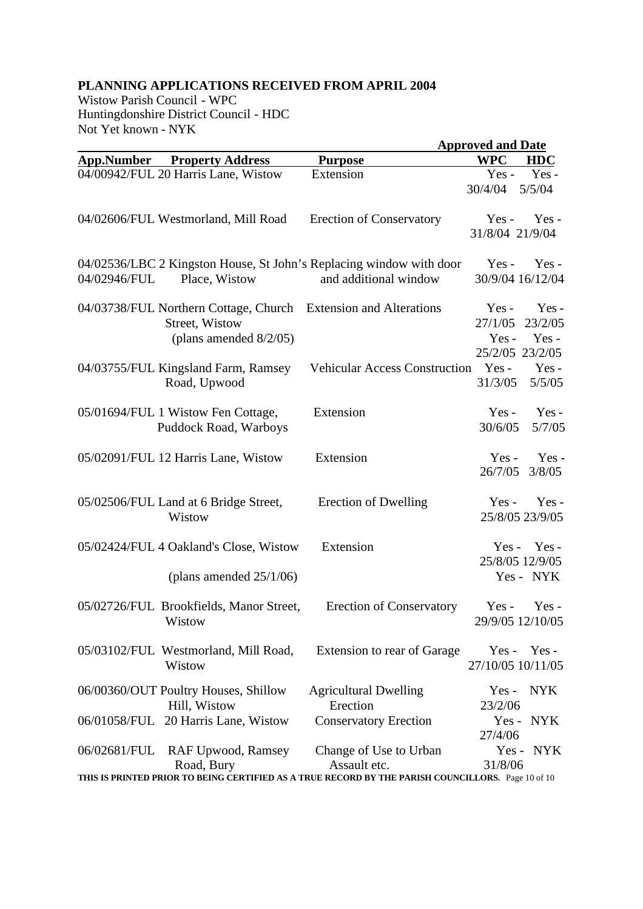**PLANNING APPLICATIONS RECEIVED FROM APRIL 2004**

Wistow Parish Council - WPC
Huntingdonshire District Council - HDC
Not Yet known - NYK

| App.Number | Property Address | Purpose | Approved and Date WPC | HDC |
|---|---|---|---|---|
| 04/00942/FUL | 20 Harris Lane, Wistow | Extension | Yes - 30/4/04 | Yes - 5/5/04 |
| 04/02606/FUL | Westmorland, Mill Road | Erection of Conservatory | Yes - 31/8/04 | Yes - 21/9/04 |
| 04/02536/LBC 04/02946/FUL | 2 Kingston House, St John's Place, Wistow | Replacing window with door and additional window | Yes - 30/9/04 | Yes - 16/12/04 |
| 04/03738/FUL | Northern Cottage, Church Street, Wistow | Extension and Alterations | Yes - 27/1/05 | Yes - 23/2/05 |
| | (plans amended 8/2/05) | | Yes - 25/2/05 | Yes - 23/2/05 |
| 04/03755/FUL | Kingsland Farm, Ramsey Road, Upwood | Vehicular Access Construction | Yes - 31/3/05 | Yes - 5/5/05 |
| 05/01694/FUL | 1 Wistow Fen Cottage, Puddock Road, Warboys | Extension | Yes - 30/6/05 | Yes - 5/7/05 |
| 05/02091/FUL | 12 Harris Lane, Wistow | Extension | Yes - 26/7/05 | Yes - 3/8/05 |
| 05/02506/FUL | Land at 6 Bridge Street, Wistow | Erection of Dwelling | Yes - 25/8/05 | Yes - 23/9/05 |
| 05/02424/FUL | 4 Oakland's Close, Wistow | Extension | Yes - 25/8/05 | Yes - 12/9/05 |
| | (plans amended 25/1/06) | | Yes - | NYK |
| 05/02726/FUL | Brookfields, Manor Street, Wistow | Erection of Conservatory | Yes - 29/9/05 | Yes - 12/10/05 |
| 05/03102/FUL | Westmorland, Mill Road, Wistow | Extension to rear of Garage | Yes - 27/10/05 | Yes - 10/11/05 |
| 06/00360/OUT | Poultry Houses, Shillow Hill, Wistow | Agricultural Dwelling Erection | Yes - 23/2/06 | NYK |
| 06/01058/FUL | 20 Harris Lane, Wistow | Conservatory Erection | Yes - 27/4/06 | NYK |
| 06/02681/FUL | RAF Upwood, Ramsey Road, Bury | Change of Use to Urban Assault etc. | Yes - 31/8/06 | NYK |

**THIS IS PRINTED PRIOR TO BEING CERTIFIED AS A TRUE RECORD BY THE PARISH COUNCILLORS.**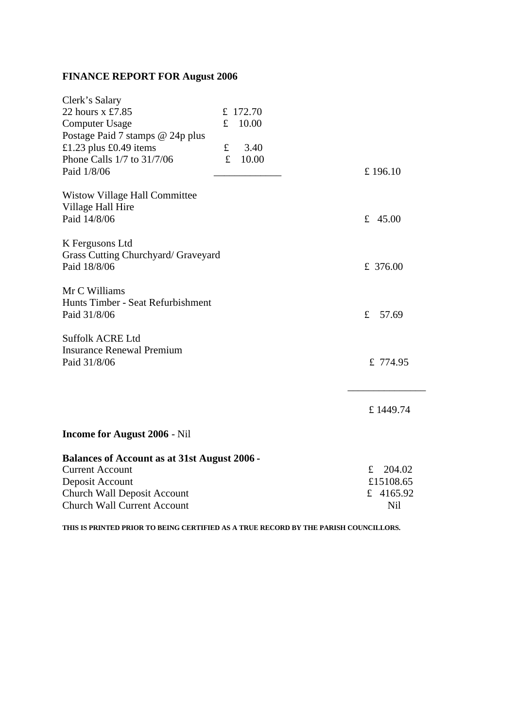**FINANCE REPORT FOR August 2006**

| | | |
|---|---|---|
| Clerk's Salary | | |
| 22 hours x £7.85 | £ 172.70 | |
| Computer Usage | £ 10.00 | |
| Postage Paid 7 stamps @ 24p plus £1.23 plus £0.49 items | £ 3.40 | |
| Phone Calls 1/7 to 31/7/06 | £ 10.00 | |
| Paid 1/8/06 | | £ 196.10 |
| | | |
| Wistow Village Hall Committee | | |
| Village Hall Hire | | |
| Paid 14/8/06 | | £ 45.00 |
| | | |
| K Fergusons Ltd | | |
| Grass Cutting Churchyard/ Graveyard | | |
| Paid 18/8/06 | | £ 376.00 |
| | | |
| Mr C Williams | | |
| Hunts Timber - Seat Refurbishment | | |
| Paid 31/8/06 | | £ 57.69 |
| | | |
| Suffolk ACRE Ltd | | |
| Insurance Renewal Premium | | |
| Paid 31/8/06 | | £ 774.95 |
| | | |
| | | £ 1449.74 |

**Income for August 2006** - Nil

**Balances of Account as at 31st August 2006 -**

| | |
|---|---|
| Current Account | £ 204.02 |
| Deposit Account | £15108.65 |
| Church Wall Deposit Account | £ 4165.92 |
| Church Wall Current Account | Nil |

**THIS IS PRINTED PRIOR TO BEING CERTIFIED AS A TRUE RECORD BY THE PARISH COUNCILLORS.**